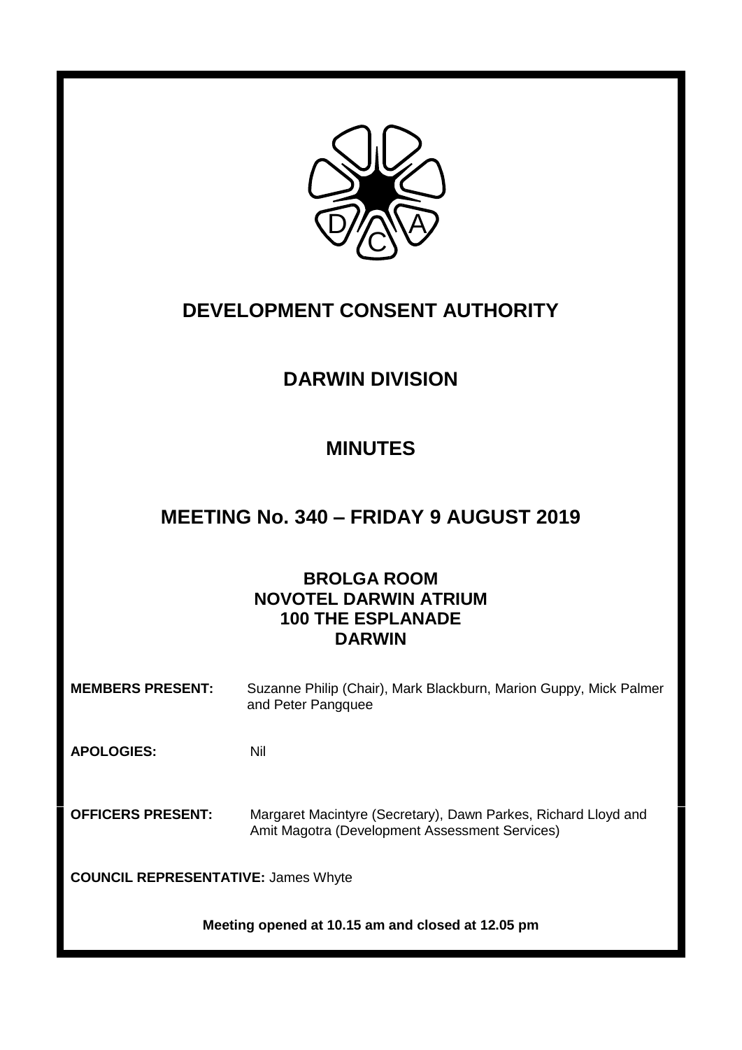# DEVELOPMENT CONSENT AUTHORITY

## DARWIN DIVISION

## MINUTES

## MEETING No. 340 – FRIDAY 9 AUGUST 2019

**BROLGA ROOM**
**NOVOTEL DARWIN ATRIUM**
**100 THE ESPLANADE**
**DARWIN**

**MEMBERS PRESENT:** Suzanne Philip (Chair), Mark Blackburn, Marion Guppy, Mick Palmer and Peter Pangquee

**APOLOGIES:** Nil

**OFFICERS PRESENT:** Margaret Macintyre (Secretary), Dawn Parkes, Richard Lloyd and Amit Magotra (Development Assessment Services)

**COUNCIL REPRESENTATIVE:** James Whyte

**Meeting opened at 10.15 am and closed at 12.05 pm**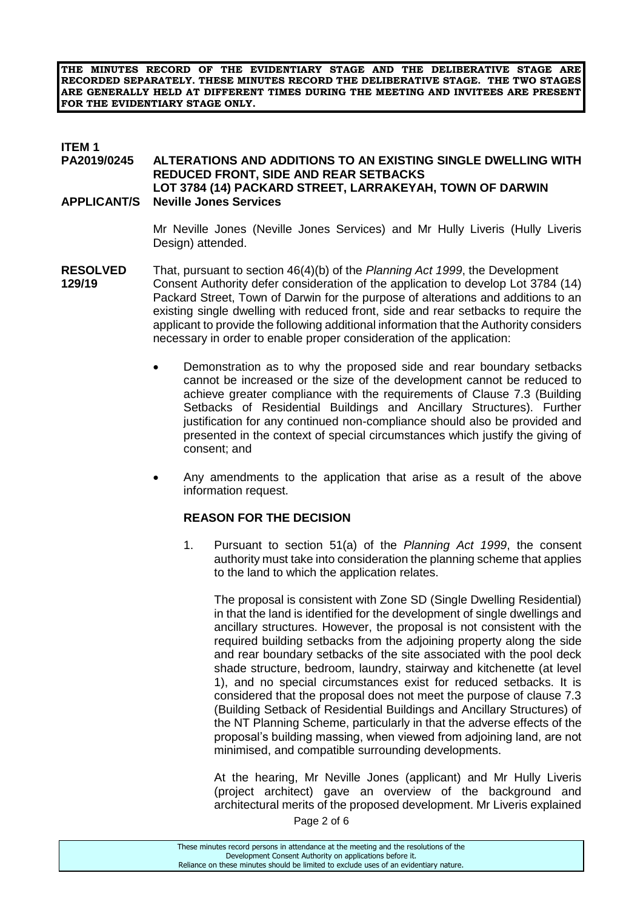**THE MINUTES RECORD OF THE EVIDENTIARY STAGE AND THE DELIBERATIVE STAGE ARE RECORDED SEPARATELY. THESE MINUTES RECORD THE DELIBERATIVE STAGE. THE TWO STAGES ARE GENERALLY HELD AT DIFFERENT TIMES DURING THE MEETING AND INVITEES ARE PRESENT FOR THE EVIDENTIARY STAGE ONLY.**

**ITEM 1**

**PA2019/0245 ALTERATIONS AND ADDITIONS TO AN EXISTING SINGLE DWELLING WITH REDUCED FRONT, SIDE AND REAR SETBACKS**
**LOT 3784 (14) PACKARD STREET, LARRAKEYAH, TOWN OF DARWIN**

**APPLICANT/S Neville Jones Services**

Mr Neville Jones (Neville Jones Services) and Mr Hully Liveris (Hully Liveris Design) attended.

**RESOLVED 129/19**

That, pursuant to section 46(4)(b) of the *Planning Act 1999*, the Development Consent Authority defer consideration of the application to develop Lot 3784 (14) Packard Street, Town of Darwin for the purpose of alterations and additions to an existing single dwelling with reduced front, side and rear setbacks to require the applicant to provide the following additional information that the Authority considers necessary in order to enable proper consideration of the application:

- Demonstration as to why the proposed side and rear boundary setbacks cannot be increased or the size of the development cannot be reduced to achieve greater compliance with the requirements of Clause 7.3 (Building Setbacks of Residential Buildings and Ancillary Structures). Further justification for any continued non-compliance should also be provided and presented in the context of special circumstances which justify the giving of consent; and
- Any amendments to the application that arise as a result of the above information request.

**REASON FOR THE DECISION**

1. Pursuant to section 51(a) of the *Planning Act 1999*, the consent authority must take into consideration the planning scheme that applies to the land to which the application relates.

   The proposal is consistent with Zone SD (Single Dwelling Residential) in that the land is identified for the development of single dwellings and ancillary structures. However, the proposal is not consistent with the required building setbacks from the adjoining property along the side and rear boundary setbacks of the site associated with the pool deck shade structure, bedroom, laundry, stairway and kitchenette (at level 1), and no special circumstances exist for reduced setbacks. It is considered that the proposal does not meet the purpose of clause 7.3 (Building Setback of Residential Buildings and Ancillary Structures) of the NT Planning Scheme, particularly in that the adverse effects of the proposal's building massing, when viewed from adjoining land, are not minimised, and compatible surrounding developments.

   At the hearing, Mr Neville Jones (applicant) and Mr Hully Liveris (project architect) gave an overview of the background and architectural merits of the proposed development. Mr Liveris explained

These minutes record persons in attendance at the meeting and the resolutions of the Development Consent Authority on applications before it.
Reliance on these minutes should be limited to exclude uses of an evidentiary nature.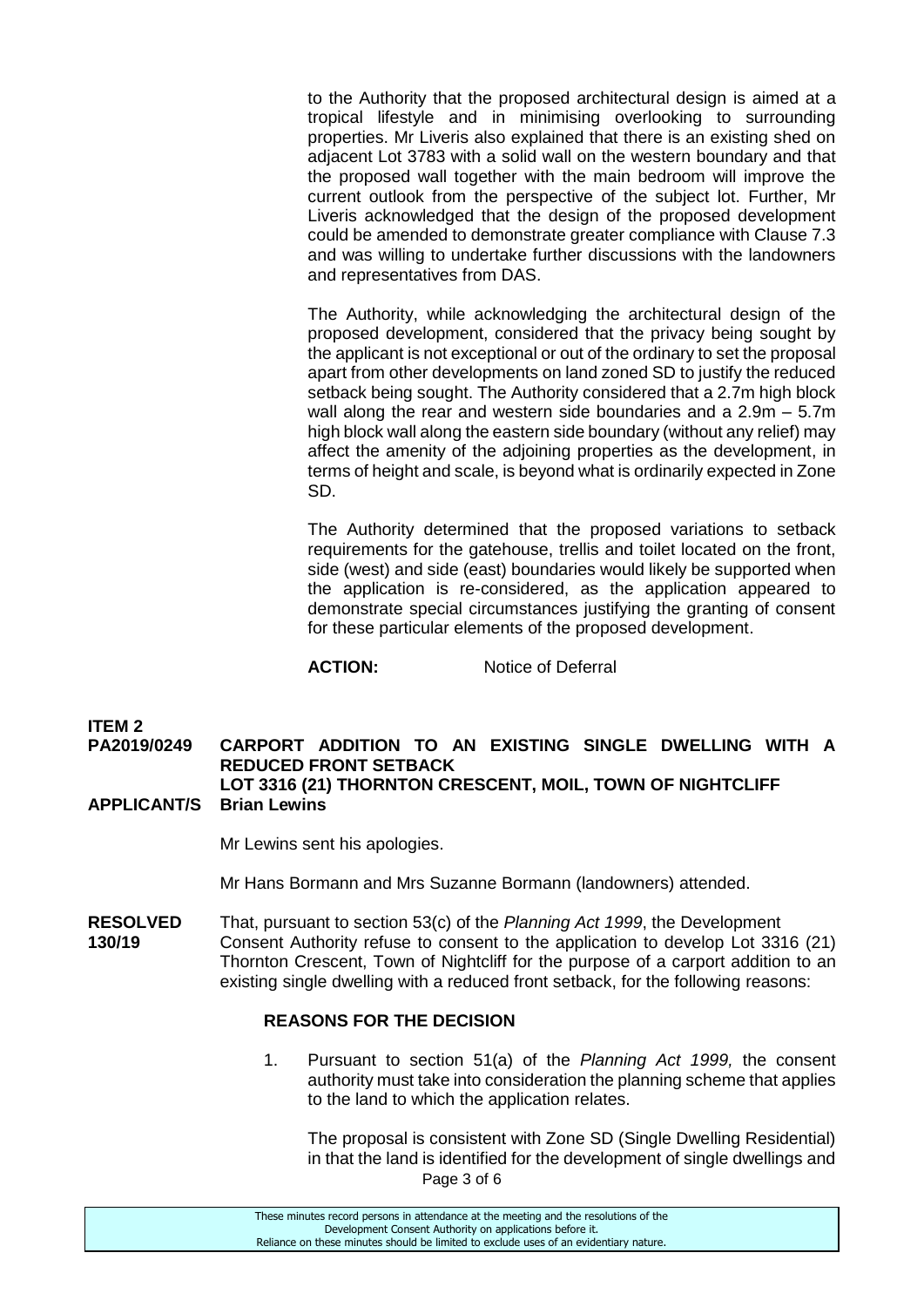to the Authority that the proposed architectural design is aimed at a tropical lifestyle and in minimising overlooking to surrounding properties. Mr Liveris also explained that there is an existing shed on adjacent Lot 3783 with a solid wall on the western boundary and that the proposed wall together with the main bedroom will improve the current outlook from the perspective of the subject lot. Further, Mr Liveris acknowledged that the design of the proposed development could be amended to demonstrate greater compliance with Clause 7.3 and was willing to undertake further discussions with the landowners and representatives from DAS.

The Authority, while acknowledging the architectural design of the proposed development, considered that the privacy being sought by the applicant is not exceptional or out of the ordinary to set the proposal apart from other developments on land zoned SD to justify the reduced setback being sought. The Authority considered that a 2.7m high block wall along the rear and western side boundaries and a 2.9m – 5.7m high block wall along the eastern side boundary (without any relief) may affect the amenity of the adjoining properties as the development, in terms of height and scale, is beyond what is ordinarily expected in Zone SD.

The Authority determined that the proposed variations to setback requirements for the gatehouse, trellis and toilet located on the front, side (west) and side (east) boundaries would likely be supported when the application is re-considered, as the application appeared to demonstrate special circumstances justifying the granting of consent for these particular elements of the proposed development.

**ACTION:** Notice of Deferral

**ITEM 2**
**PA2019/0249** **CARPORT ADDITION TO AN EXISTING SINGLE DWELLING WITH A REDUCED FRONT SETBACK**
**LOT 3316 (21) THORNTON CRESCENT, MOIL, TOWN OF NIGHTCLIFF**
**APPLICANT/S** **Brian Lewins**

Mr Lewins sent his apologies.

Mr Hans Bormann and Mrs Suzanne Bormann (landowners) attended.

**RESOLVED 130/19** That, pursuant to section 53(c) of the *Planning Act 1999*, the Development Consent Authority refuse to consent to the application to develop Lot 3316 (21) Thornton Crescent, Town of Nightcliff for the purpose of a carport addition to an existing single dwelling with a reduced front setback, for the following reasons:

**REASONS FOR THE DECISION**

1. Pursuant to section 51(a) of the *Planning Act 1999,* the consent authority must take into consideration the planning scheme that applies to the land to which the application relates.

   The proposal is consistent with Zone SD (Single Dwelling Residential) in that the land is identified for the development of single dwellings and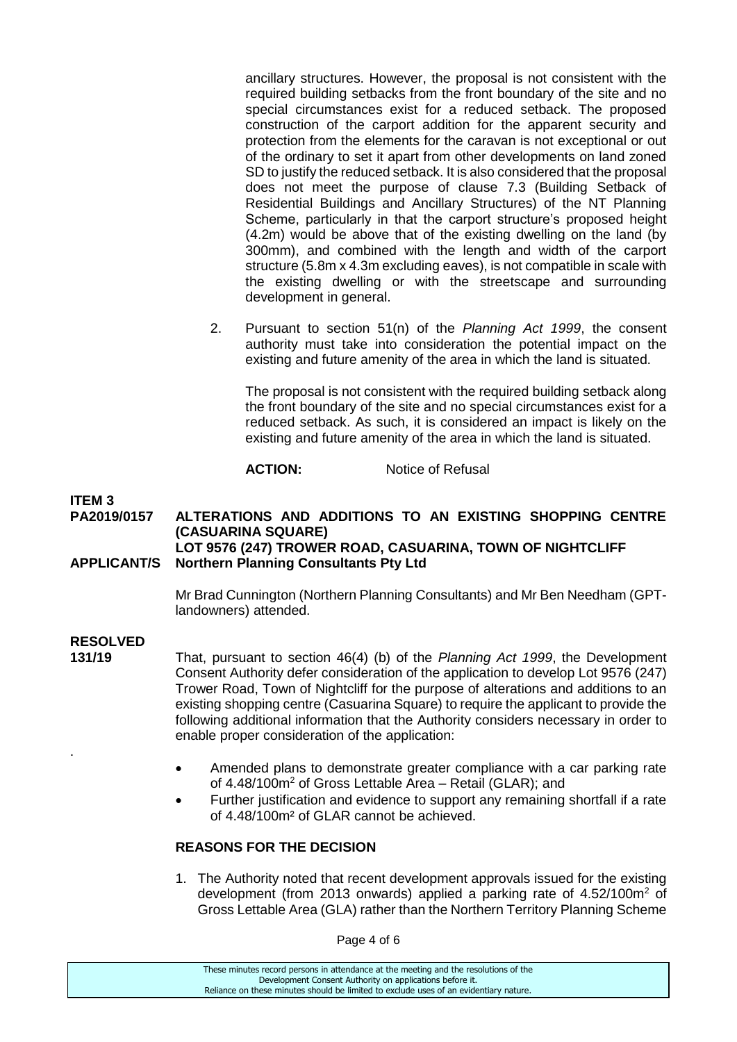ancillary structures. However, the proposal is not consistent with the required building setbacks from the front boundary of the site and no special circumstances exist for a reduced setback. The proposed construction of the carport addition for the apparent security and protection from the elements for the caravan is not exceptional or out of the ordinary to set it apart from other developments on land zoned SD to justify the reduced setback. It is also considered that the proposal does not meet the purpose of clause 7.3 (Building Setback of Residential Buildings and Ancillary Structures) of the NT Planning Scheme, particularly in that the carport structure's proposed height (4.2m) would be above that of the existing dwelling on the land (by 300mm), and combined with the length and width of the carport structure (5.8m x 4.3m excluding eaves), is not compatible in scale with the existing dwelling or with the streetscape and surrounding development in general.

2. Pursuant to section 51(n) of the *Planning Act 1999*, the consent authority must take into consideration the potential impact on the existing and future amenity of the area in which the land is situated.

   The proposal is not consistent with the required building setback along the front boundary of the site and no special circumstances exist for a reduced setback. As such, it is considered an impact is likely on the existing and future amenity of the area in which the land is situated.

   **ACTION:** Notice of Refusal

**ITEM 3**

**PA2019/0157 ALTERATIONS AND ADDITIONS TO AN EXISTING SHOPPING CENTRE (CASUARINA SQUARE)**
**LOT 9576 (247) TROWER ROAD, CASUARINA, TOWN OF NIGHTCLIFF**

**APPLICANT/S Northern Planning Consultants Pty Ltd**

Mr Brad Cunnington (Northern Planning Consultants) and Mr Ben Needham (GPT-landowners) attended.

**RESOLVED**
**131/19**

That, pursuant to section 46(4) (b) of the *Planning Act 1999*, the Development Consent Authority defer consideration of the application to develop Lot 9576 (247) Trower Road, Town of Nightcliff for the purpose of alterations and additions to an existing shopping centre (Casuarina Square) to require the applicant to provide the following additional information that the Authority considers necessary in order to enable proper consideration of the application:

- Amended plans to demonstrate greater compliance with a car parking rate of 4.48/100m$^2$ of Gross Lettable Area – Retail (GLAR); and
- Further justification and evidence to support any remaining shortfall if a rate of 4.48/100m$^2$ of GLAR cannot be achieved.

**REASONS FOR THE DECISION**

1. The Authority noted that recent development approvals issued for the existing development (from 2013 onwards) applied a parking rate of 4.52/100m$^2$ of Gross Lettable Area (GLA) rather than the Northern Territory Planning Scheme

These minutes record persons in attendance at the meeting and the resolutions of the Development Consent Authority on applications before it.
Reliance on these minutes should be limited to exclude uses of an evidentiary nature.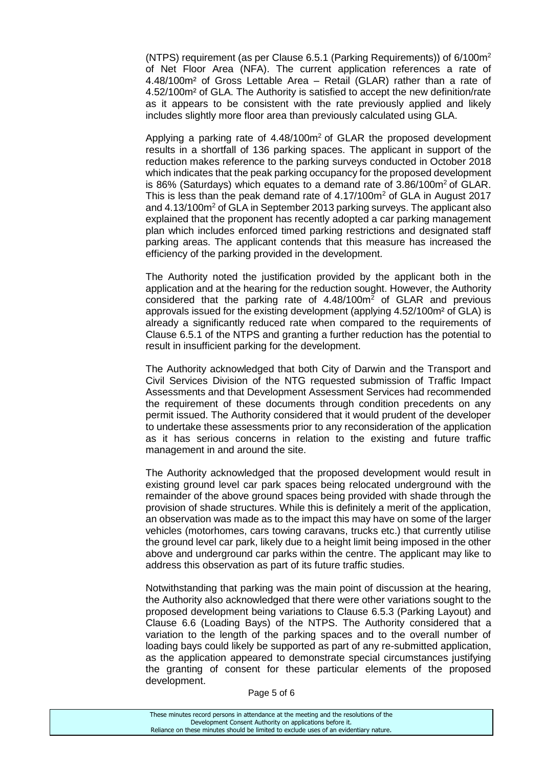(NTPS) requirement (as per Clause 6.5.1 (Parking Requirements)) of $6/100m^2$ of Net Floor Area (NFA). The current application references a rate of $4.48/100m^2$ of Gross Lettable Area – Retail (GLAR) rather than a rate of $4.52/100m^2$ of GLA. The Authority is satisfied to accept the new definition/rate as it appears to be consistent with the rate previously applied and likely includes slightly more floor area than previously calculated using GLA.

Applying a parking rate of $4.48/100m^2$ of GLAR the proposed development results in a shortfall of 136 parking spaces. The applicant in support of the reduction makes reference to the parking surveys conducted in October 2018 which indicates that the peak parking occupancy for the proposed development is 86% (Saturdays) which equates to a demand rate of $3.86/100m^2$ of GLAR. This is less than the peak demand rate of $4.17/100m^2$ of GLA in August 2017 and $4.13/100m^2$ of GLA in September 2013 parking surveys. The applicant also explained that the proponent has recently adopted a car parking management plan which includes enforced timed parking restrictions and designated staff parking areas. The applicant contends that this measure has increased the efficiency of the parking provided in the development.

The Authority noted the justification provided by the applicant both in the application and at the hearing for the reduction sought. However, the Authority considered that the parking rate of $4.48/100m^2$ of GLAR and previous approvals issued for the existing development (applying $4.52/100m^2$ of GLA) is already a significantly reduced rate when compared to the requirements of Clause 6.5.1 of the NTPS and granting a further reduction has the potential to result in insufficient parking for the development.

The Authority acknowledged that both City of Darwin and the Transport and Civil Services Division of the NTG requested submission of Traffic Impact Assessments and that Development Assessment Services had recommended the requirement of these documents through condition precedents on any permit issued. The Authority considered that it would prudent of the developer to undertake these assessments prior to any reconsideration of the application as it has serious concerns in relation to the existing and future traffic management in and around the site.

The Authority acknowledged that the proposed development would result in existing ground level car park spaces being relocated underground with the remainder of the above ground spaces being provided with shade through the provision of shade structures. While this is definitely a merit of the application, an observation was made as to the impact this may have on some of the larger vehicles (motorhomes, cars towing caravans, trucks etc.) that currently utilise the ground level car park, likely due to a height limit being imposed in the other above and underground car parks within the centre. The applicant may like to address this observation as part of its future traffic studies.

Notwithstanding that parking was the main point of discussion at the hearing, the Authority also acknowledged that there were other variations sought to the proposed development being variations to Clause 6.5.3 (Parking Layout) and Clause 6.6 (Loading Bays) of the NTPS. The Authority considered that a variation to the length of the parking spaces and to the overall number of loading bays could likely be supported as part of any re-submitted application, as the application appeared to demonstrate special circumstances justifying the granting of consent for these particular elements of the proposed development.

These minutes record persons in attendance at the meeting and the resolutions of the Development Consent Authority on applications before it. Reliance on these minutes should be limited to exclude uses of an evidentiary nature.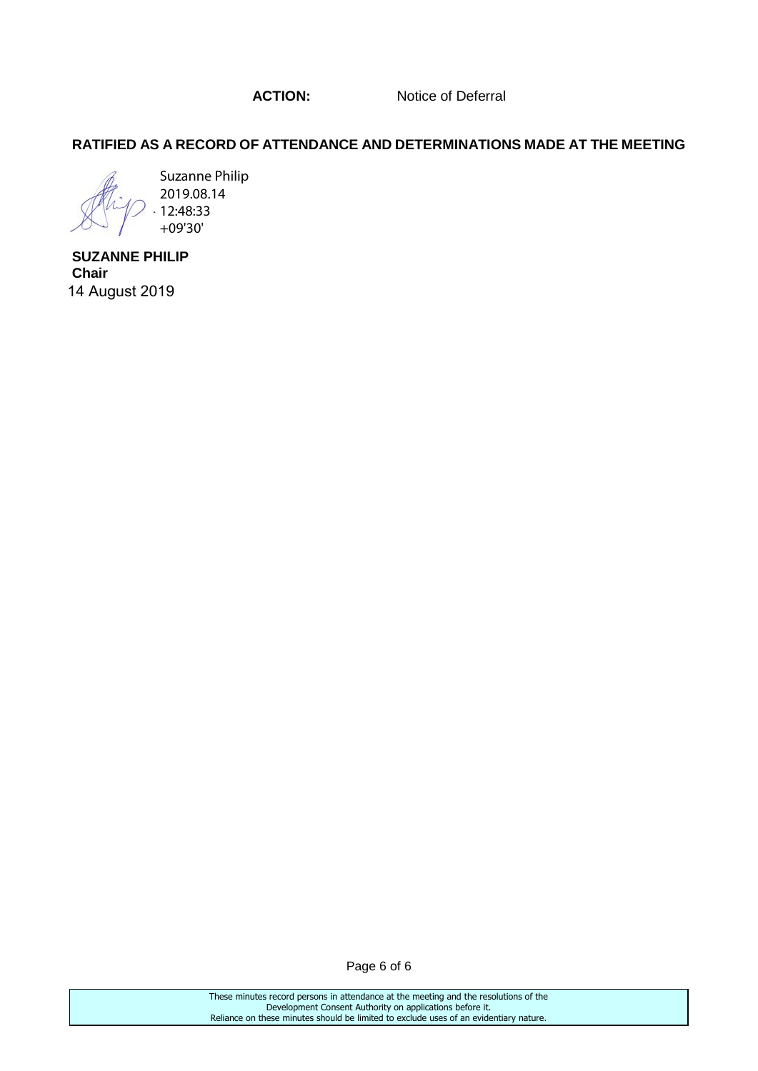**ACTION:** Notice of Deferral

**RATIFIED AS A RECORD OF ATTENDANCE AND DETERMINATIONS MADE AT THE MEETING**

Suzanne Philip
2019.08.14
12:48:33
+09'30'

**SUZANNE PHILIP**
**Chair**
14 August 2019

These minutes record persons in attendance at the meeting and the resolutions of the Development Consent Authority on applications before it.
Reliance on these minutes should be limited to exclude uses of an evidentiary nature.